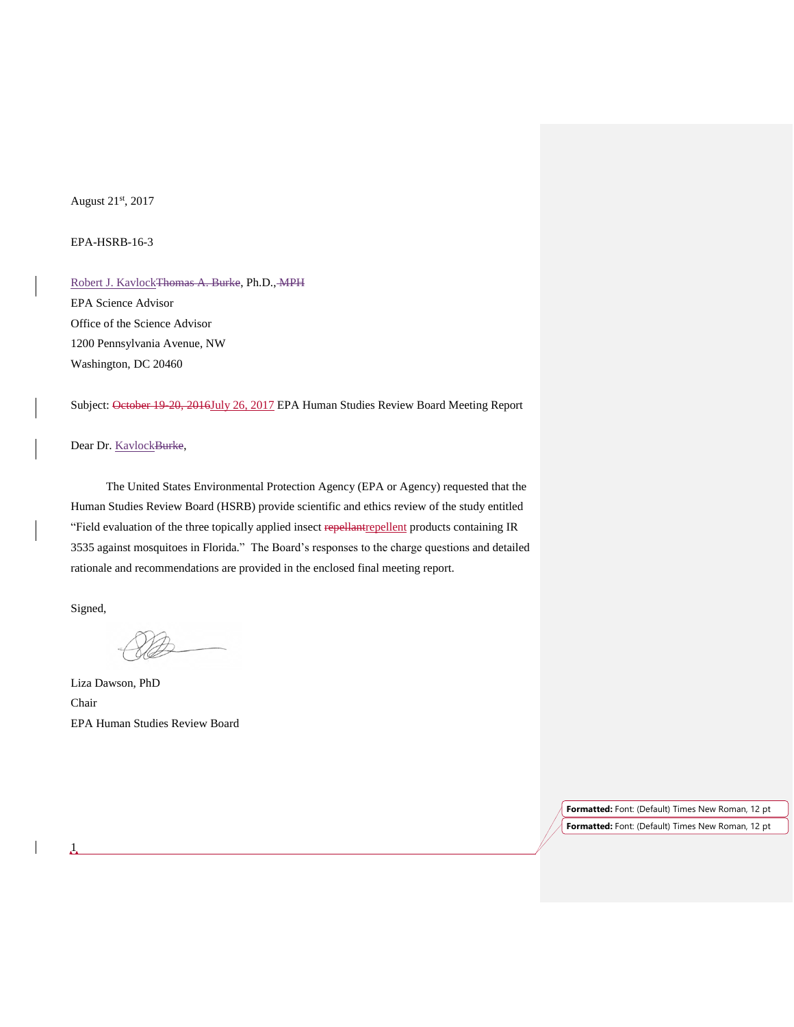August 21st, 2017

EPA-HSRB-16-3

Robert J. KavlockThomas A. Burke, Ph.D., MPH
EPA Science Advisor
Office of the Science Advisor
1200 Pennsylvania Avenue, NW
Washington, DC 20460

Subject: October 19-20, 2016July 26, 2017 EPA Human Studies Review Board Meeting Report

Dear Dr. KavlockBurke,

The United States Environmental Protection Agency (EPA or Agency) requested that the Human Studies Review Board (HSRB) provide scientific and ethics review of the study entitled "Field evaluation of the three topically applied insect repellantrepellent products containing IR 3535 against mosquitoes in Florida." The Board's responses to the charge questions and detailed rationale and recommendations are provided in the enclosed final meeting report.

Signed,

Liza Dawson, PhD
Chair
EPA Human Studies Review Board

**Formatted:** Font: (Default) Times New Roman, 12 pt

**Formatted:** Font: (Default) Times New Roman, 12 pt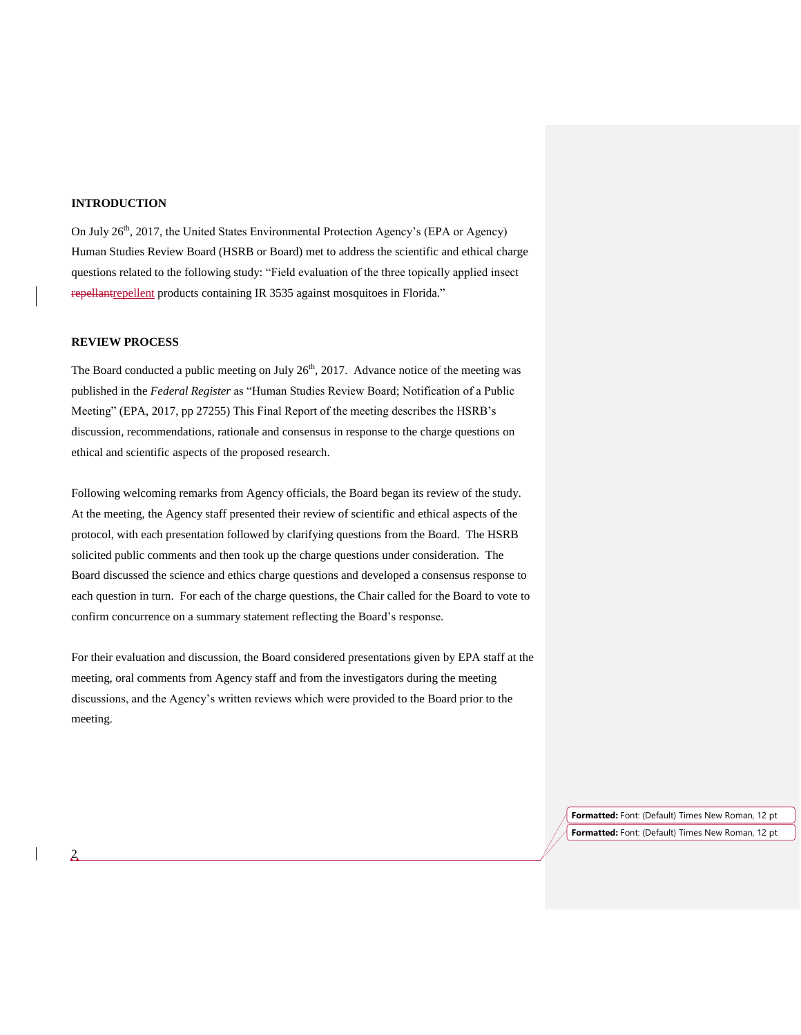## INTRODUCTION

On July 26th, 2017, the United States Environmental Protection Agency's (EPA or Agency) Human Studies Review Board (HSRB or Board) met to address the scientific and ethical charge questions related to the following study: "Field evaluation of the three topically applied insect repellent products containing IR 3535 against mosquitoes in Florida."

## REVIEW PROCESS

The Board conducted a public meeting on July 26th, 2017. Advance notice of the meeting was published in the *Federal Register* as "Human Studies Review Board; Notification of a Public Meeting" (EPA, 2017, pp 27255) This Final Report of the meeting describes the HSRB's discussion, recommendations, rationale and consensus in response to the charge questions on ethical and scientific aspects of the proposed research.

Following welcoming remarks from Agency officials, the Board began its review of the study. At the meeting, the Agency staff presented their review of scientific and ethical aspects of the protocol, with each presentation followed by clarifying questions from the Board. The HSRB solicited public comments and then took up the charge questions under consideration. The Board discussed the science and ethics charge questions and developed a consensus response to each question in turn. For each of the charge questions, the Chair called for the Board to vote to confirm concurrence on a summary statement reflecting the Board's response.

For their evaluation and discussion, the Board considered presentations given by EPA staff at the meeting, oral comments from Agency staff and from the investigators during the meeting discussions, and the Agency's written reviews which were provided to the Board prior to the meeting.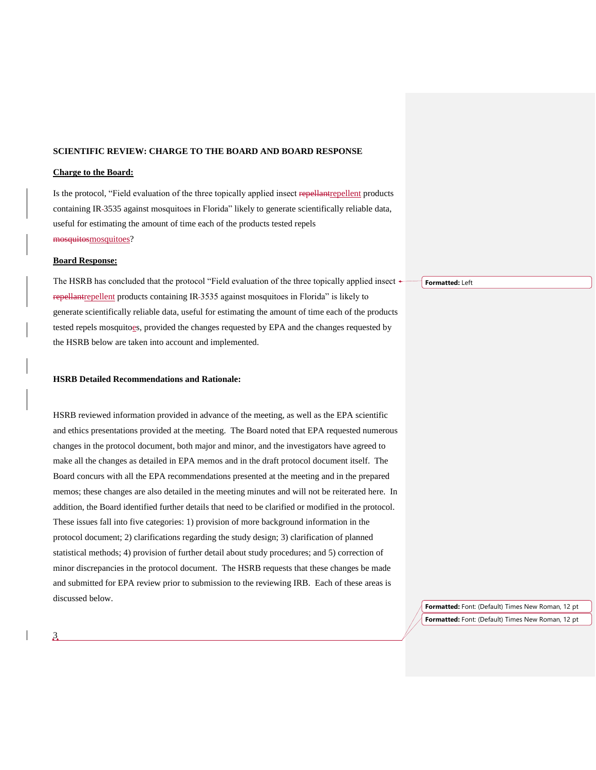**SCIENTIFIC REVIEW: CHARGE TO THE BOARD AND BOARD RESPONSE**

**Charge to the Board:**

Is the protocol, "Field evaluation of the three topically applied insect repellent products containing IR3535 against mosquitoes in Florida" likely to generate scientifically reliable data, useful for estimating the amount of time each of the products tested repels mosquitoes?

**Board Response:**

The HSRB has concluded that the protocol "Field evaluation of the three topically applied insect repellent products containing IR3535 against mosquitoes in Florida" is likely to generate scientifically reliable data, useful for estimating the amount of time each of the products tested repels mosquitoes, provided the changes requested by EPA and the changes requested by the HSRB below are taken into account and implemented.

**HSRB Detailed Recommendations and Rationale:**

HSRB reviewed information provided in advance of the meeting, as well as the EPA scientific and ethics presentations provided at the meeting. The Board noted that EPA requested numerous changes in the protocol document, both major and minor, and the investigators have agreed to make all the changes as detailed in EPA memos and in the draft protocol document itself. The Board concurs with all the EPA recommendations presented at the meeting and in the prepared memos; these changes are also detailed in the meeting minutes and will not be reiterated here. In addition, the Board identified further details that need to be clarified or modified in the protocol. These issues fall into five categories: 1) provision of more background information in the protocol document; 2) clarifications regarding the study design; 3) clarification of planned statistical methods; 4) provision of further detail about study procedures; and 5) correction of minor discrepancies in the protocol document. The HSRB requests that these changes be made and submitted for EPA review prior to submission to the reviewing IRB. Each of these areas is discussed below.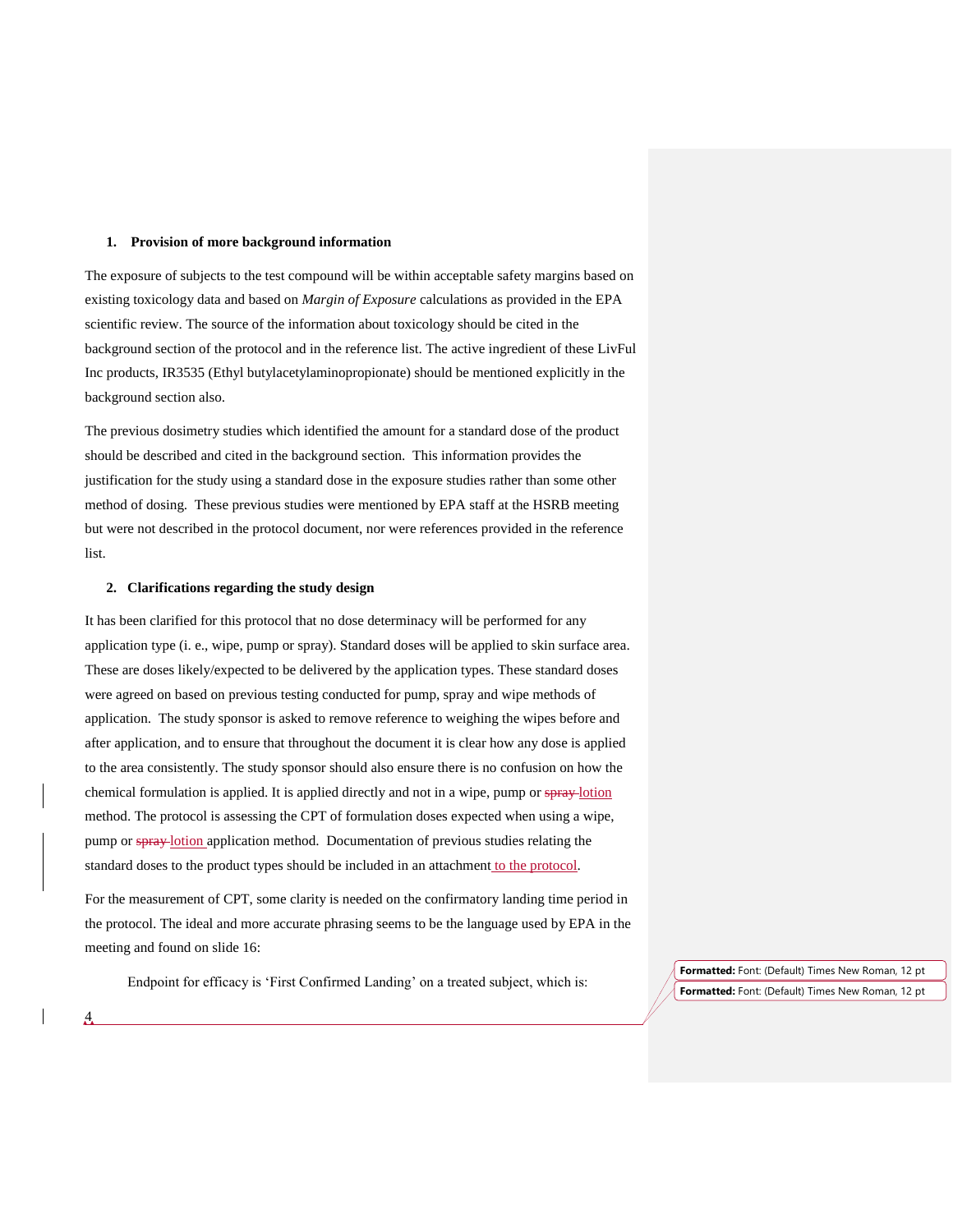## 1. Provision of more background information

The exposure of subjects to the test compound will be within acceptable safety margins based on existing toxicology data and based on *Margin of Exposure* calculations as provided in the EPA scientific review. The source of the information about toxicology should be cited in the background section of the protocol and in the reference list. The active ingredient of these LivFul Inc products, IR3535 (Ethyl butylacetylaminopropionate) should be mentioned explicitly in the background section also.

The previous dosimetry studies which identified the amount for a standard dose of the product should be described and cited in the background section. This information provides the justification for the study using a standard dose in the exposure studies rather than some other method of dosing. These previous studies were mentioned by EPA staff at the HSRB meeting but were not described in the protocol document, nor were references provided in the reference list.

## 2. Clarifications regarding the study design

It has been clarified for this protocol that no dose determinacy will be performed for any application type (i. e., wipe, pump or spray). Standard doses will be applied to skin surface area. These are doses likely/expected to be delivered by the application types. These standard doses were agreed on based on previous testing conducted for pump, spray and wipe methods of application. The study sponsor is asked to remove reference to weighing the wipes before and after application, and to ensure that throughout the document it is clear how any dose is applied to the area consistently. The study sponsor should also ensure there is no confusion on how the chemical formulation is applied. It is applied directly and not in a wipe, pump or ~~spray~~ lotion method. The protocol is assessing the CPT of formulation doses expected when using a wipe, pump or ~~spray~~ lotion application method. Documentation of previous studies relating the standard doses to the product types should be included in an attachment to the protocol.

For the measurement of CPT, some clarity is needed on the confirmatory landing time period in the protocol. The ideal and more accurate phrasing seems to be the language used by EPA in the meeting and found on slide 16:

Endpoint for efficacy is 'First Confirmed Landing' on a treated subject, which is: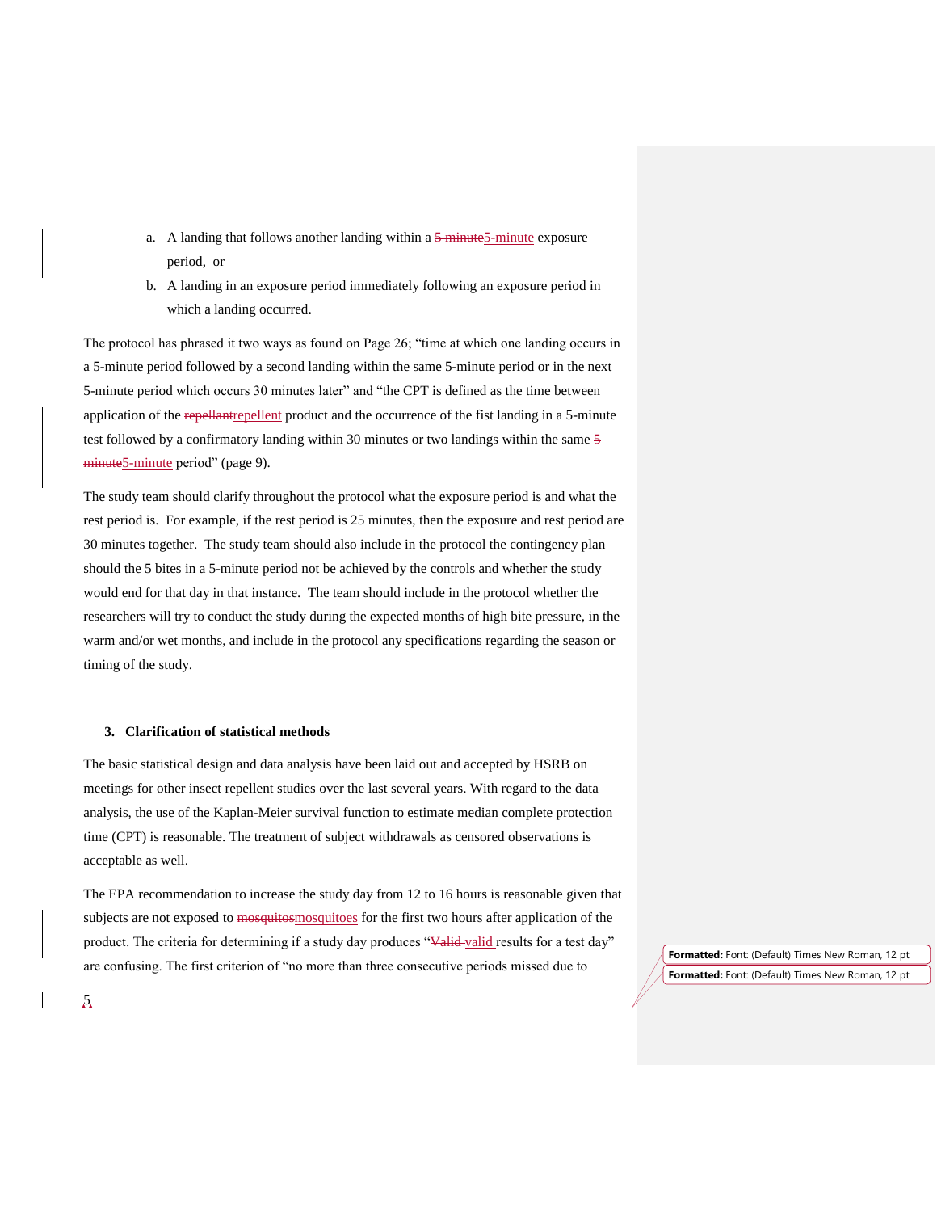a. A landing that follows another landing within a 5-minute exposure period, or
b. A landing in an exposure period immediately following an exposure period in which a landing occurred.

The protocol has phrased it two ways as found on Page 26; "time at which one landing occurs in a 5-minute period followed by a second landing within the same 5-minute period or in the next 5-minute period which occurs 30 minutes later" and "the CPT is defined as the time between application of the repellent product and the occurrence of the fist landing in a 5-minute test followed by a confirmatory landing within 30 minutes or two landings within the same 5-minute period" (page 9).

The study team should clarify throughout the protocol what the exposure period is and what the rest period is. For example, if the rest period is 25 minutes, then the exposure and rest period are 30 minutes together. The study team should also include in the protocol the contingency plan should the 5 bites in a 5-minute period not be achieved by the controls and whether the study would end for that day in that instance. The team should include in the protocol whether the researchers will try to conduct the study during the expected months of high bite pressure, in the warm and/or wet months, and include in the protocol any specifications regarding the season or timing of the study.

### 3. Clarification of statistical methods

The basic statistical design and data analysis have been laid out and accepted by HSRB on meetings for other insect repellent studies over the last several years. With regard to the data analysis, the use of the Kaplan-Meier survival function to estimate median complete protection time (CPT) is reasonable. The treatment of subject withdrawals as censored observations is acceptable as well.

The EPA recommendation to increase the study day from 12 to 16 hours is reasonable given that subjects are not exposed to mosquitoes for the first two hours after application of the product. The criteria for determining if a study day produces "valid results for a test day" are confusing. The first criterion of "no more than three consecutive periods missed due to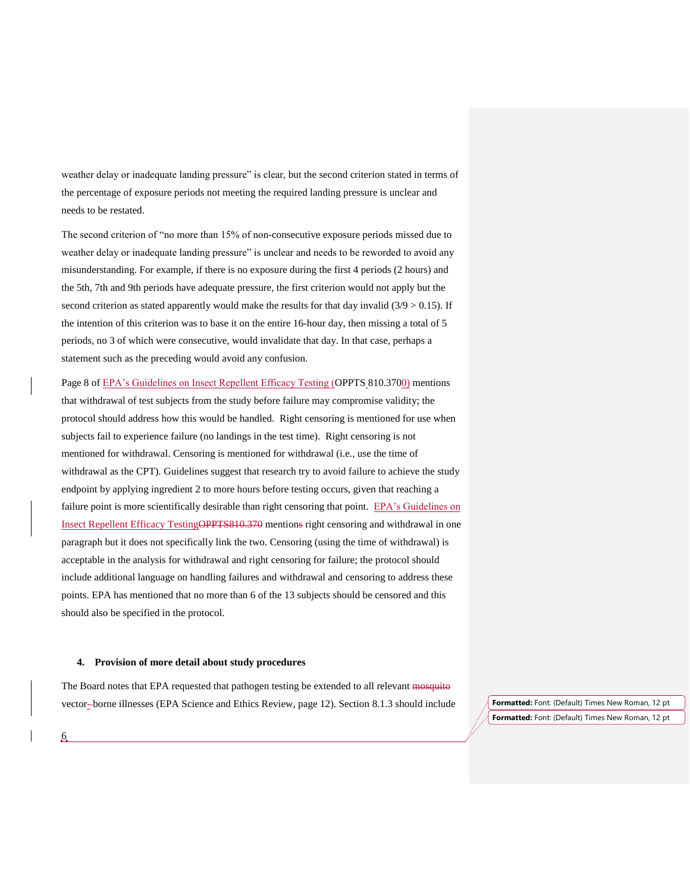weather delay or inadequate landing pressure" is clear, but the second criterion stated in terms of the percentage of exposure periods not meeting the required landing pressure is unclear and needs to be restated.

The second criterion of "no more than 15% of non-consecutive exposure periods missed due to weather delay or inadequate landing pressure" is unclear and needs to be reworded to avoid any misunderstanding. For example, if there is no exposure during the first 4 periods (2 hours) and the 5th, 7th and 9th periods have adequate pressure, the first criterion would not apply but the second criterion as stated apparently would make the results for that day invalid (3/9 > 0.15). If the intention of this criterion was to base it on the entire 16-hour day, then missing a total of 5 periods, no 3 of which were consecutive, would invalidate that day. In that case, perhaps a statement such as the preceding would avoid any confusion.

Page 8 of EPA's Guidelines on Insect Repellent Efficacy Testing (OPPTS 810.3700) mentions that withdrawal of test subjects from the study before failure may compromise validity; the protocol should address how this would be handled. Right censoring is mentioned for use when subjects fail to experience failure (no landings in the test time). Right censoring is not mentioned for withdrawal. Censoring is mentioned for withdrawal (i.e., use the time of withdrawal as the CPT). Guidelines suggest that research try to avoid failure to achieve the study endpoint by applying ingredient 2 to more hours before testing occurs, given that reaching a failure point is more scientifically desirable than right censoring that point. EPA's Guidelines on Insect Repellent Efficacy Testing mentions right censoring and withdrawal in one paragraph but it does not specifically link the two. Censoring (using the time of withdrawal) is acceptable in the analysis for withdrawal and right censoring for failure; the protocol should include additional language on handling failures and withdrawal and censoring to address these points. EPA has mentioned that no more than 6 of the 13 subjects should be censored and this should also be specified in the protocol.

**4. Provision of more detail about study procedures**

The Board notes that EPA requested that pathogen testing be extended to all relevant vector-borne illnesses (EPA Science and Ethics Review, page 12). Section 8.1.3 should include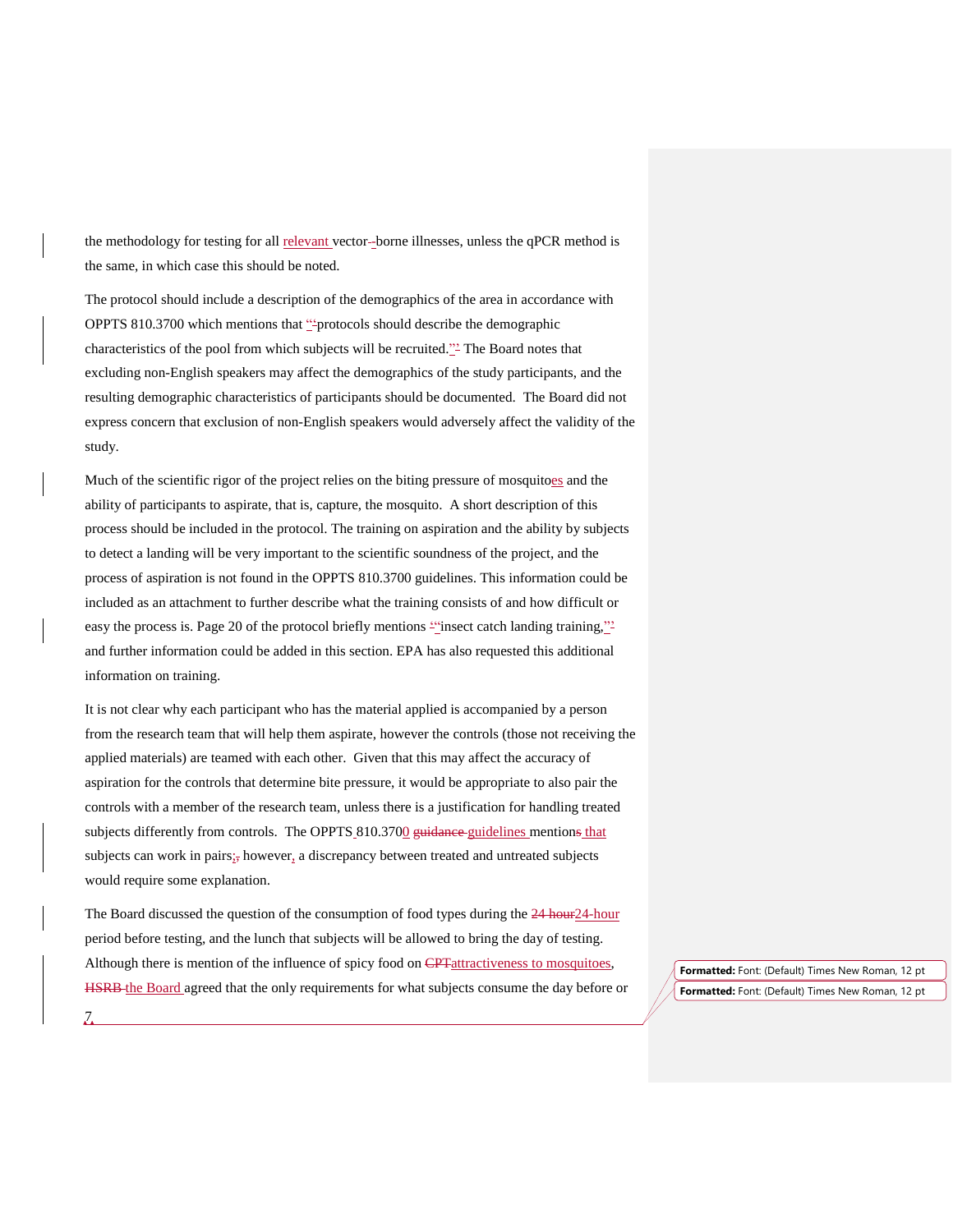the methodology for testing for all relevant vector-borne illnesses, unless the qPCR method is the same, in which case this should be noted.

The protocol should include a description of the demographics of the area in accordance with OPPTS 810.3700 which mentions that "protocols should describe the demographic characteristics of the pool from which subjects will be recruited." The Board notes that excluding non-English speakers may affect the demographics of the study participants, and the resulting demographic characteristics of participants should be documented. The Board did not express concern that exclusion of non-English speakers would adversely affect the validity of the study.

Much of the scientific rigor of the project relies on the biting pressure of mosquitoes and the ability of participants to aspirate, that is, capture, the mosquito. A short description of this process should be included in the protocol. The training on aspiration and the ability by subjects to detect a landing will be very important to the scientific soundness of the project, and the process of aspiration is not found in the OPPTS 810.3700 guidelines. This information could be included as an attachment to further describe what the training consists of and how difficult or easy the process is. Page 20 of the protocol briefly mentions "insect catch landing training," and further information could be added in this section. EPA has also requested this additional information on training.

It is not clear why each participant who has the material applied is accompanied by a person from the research team that will help them aspirate, however the controls (those not receiving the applied materials) are teamed with each other. Given that this may affect the accuracy of aspiration for the controls that determine bite pressure, it would be appropriate to also pair the controls with a member of the research team, unless there is a justification for handling treated subjects differently from controls. The OPPTS 810.3700 guidelines mentions that subjects can work in pairs; however, a discrepancy between treated and untreated subjects would require some explanation.

The Board discussed the question of the consumption of food types during the 24-hour period before testing, and the lunch that subjects will be allowed to bring the day of testing. Although there is mention of the influence of spicy food on attractiveness to mosquitoes, the Board agreed that the only requirements for what subjects consume the day before or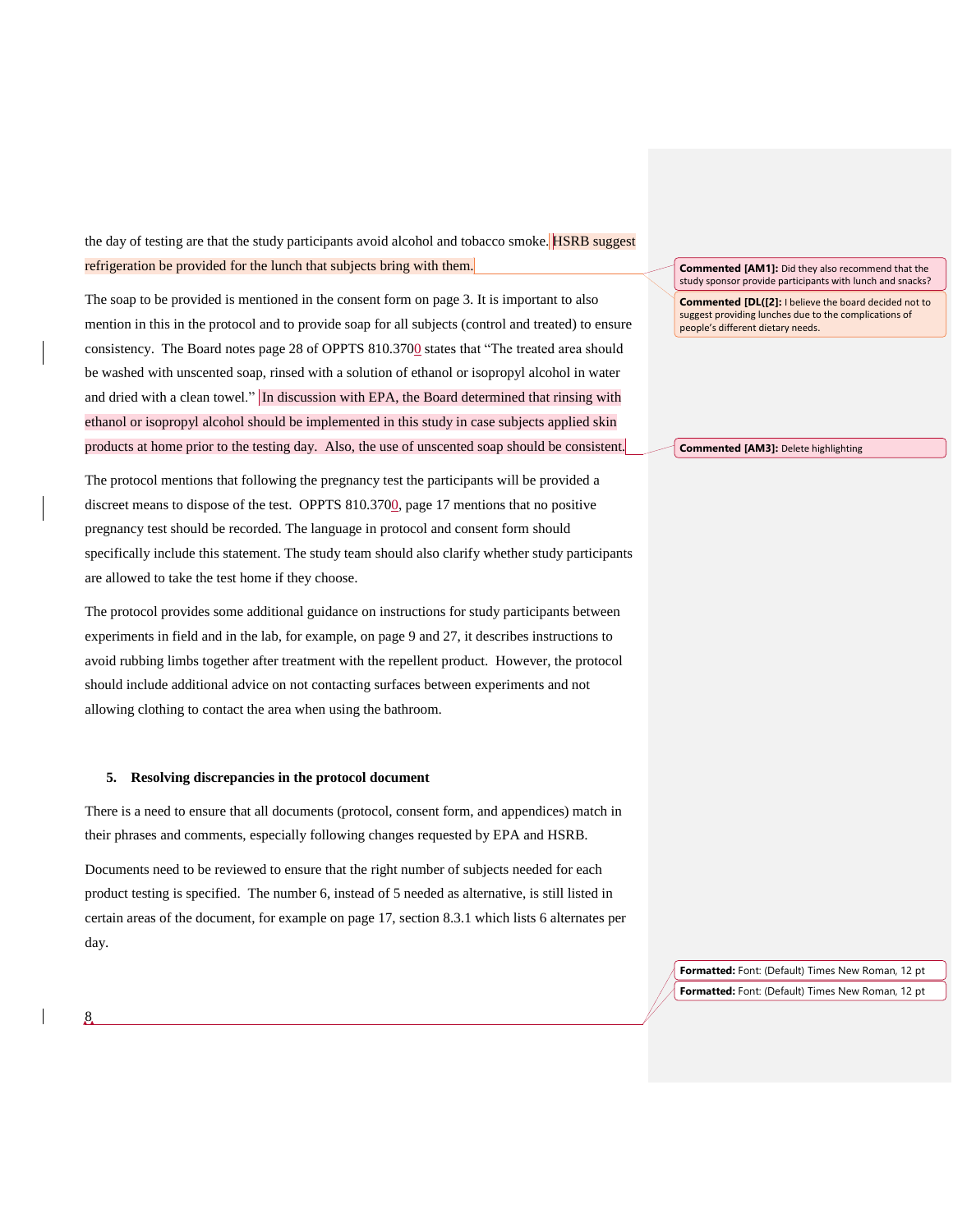the day of testing are that the study participants avoid alcohol and tobacco smoke. HSRB suggest refrigeration be provided for the lunch that subjects bring with them.

The soap to be provided is mentioned in the consent form on page 3. It is important to also mention in this in the protocol and to provide soap for all subjects (control and treated) to ensure consistency. The Board notes page 28 of OPPTS 810.3700 states that "The treated area should be washed with unscented soap, rinsed with a solution of ethanol or isopropyl alcohol in water and dried with a clean towel." In discussion with EPA, the Board determined that rinsing with ethanol or isopropyl alcohol should be implemented in this study in case subjects applied skin products at home prior to the testing day. Also, the use of unscented soap should be consistent.

The protocol mentions that following the pregnancy test the participants will be provided a discreet means to dispose of the test. OPPTS 810.3700, page 17 mentions that no positive pregnancy test should be recorded. The language in protocol and consent form should specifically include this statement. The study team should also clarify whether study participants are allowed to take the test home if they choose.

The protocol provides some additional guidance on instructions for study participants between experiments in field and in the lab, for example, on page 9 and 27, it describes instructions to avoid rubbing limbs together after treatment with the repellent product. However, the protocol should include additional advice on not contacting surfaces between experiments and not allowing clothing to contact the area when using the bathroom.

## 5. Resolving discrepancies in the protocol document

There is a need to ensure that all documents (protocol, consent form, and appendices) match in their phrases and comments, especially following changes requested by EPA and HSRB.

Documents need to be reviewed to ensure that the right number of subjects needed for each product testing is specified. The number 6, instead of 5 needed as alternative, is still listed in certain areas of the document, for example on page 17, section 8.3.1 which lists 6 alternates per day.

**Commented [AM1]:** Did they also recommend that the study sponsor provide participants with lunch and snacks?

**Commented [DL([2]:** I believe the board decided not to suggest providing lunches due to the complications of people's different dietary needs.

**Commented [AM3]:** Delete highlighting

**Formatted:** Font: (Default) Times New Roman, 12 pt

**Formatted:** Font: (Default) Times New Roman, 12 pt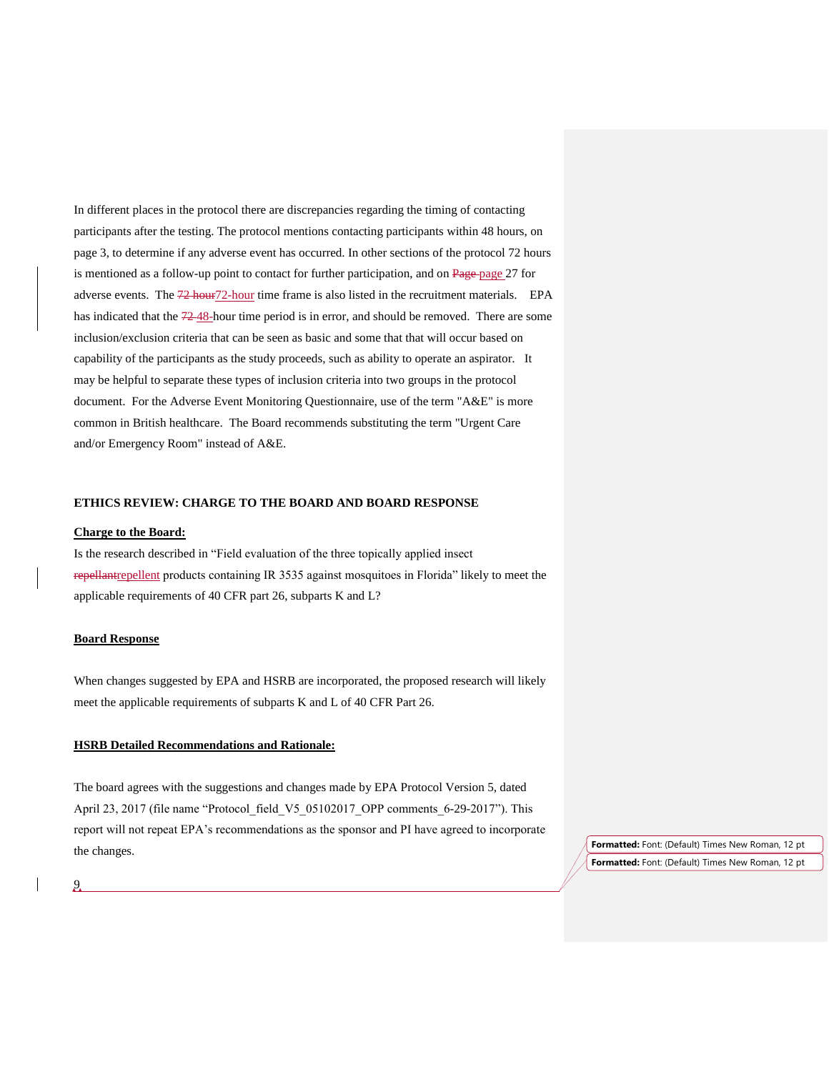In different places in the protocol there are discrepancies regarding the timing of contacting participants after the testing. The protocol mentions contacting participants within 48 hours, on page 3, to determine if any adverse event has occurred. In other sections of the protocol 72 hours is mentioned as a follow-up point to contact for further participation, and on page 27 for adverse events. The 72-hour time frame is also listed in the recruitment materials. EPA has indicated that the 48-hour time period is in error, and should be removed. There are some inclusion/exclusion criteria that can be seen as basic and some that that will occur based on capability of the participants as the study proceeds, such as ability to operate an aspirator. It may be helpful to separate these types of inclusion criteria into two groups in the protocol document. For the Adverse Event Monitoring Questionnaire, use of the term "A&E" is more common in British healthcare. The Board recommends substituting the term "Urgent Care and/or Emergency Room" instead of A&E.

## ETHICS REVIEW: CHARGE TO THE BOARD AND BOARD RESPONSE

**Charge to the Board:**

Is the research described in "Field evaluation of the three topically applied insect repellent products containing IR 3535 against mosquitoes in Florida" likely to meet the applicable requirements of 40 CFR part 26, subparts K and L?

**Board Response**

When changes suggested by EPA and HSRB are incorporated, the proposed research will likely meet the applicable requirements of subparts K and L of 40 CFR Part 26.

**HSRB Detailed Recommendations and Rationale:**

The board agrees with the suggestions and changes made by EPA Protocol Version 5, dated April 23, 2017 (file name "Protocol_field_V5_05102017_OPP comments_6-29-2017"). This report will not repeat EPA's recommendations as the sponsor and PI have agreed to incorporate the changes.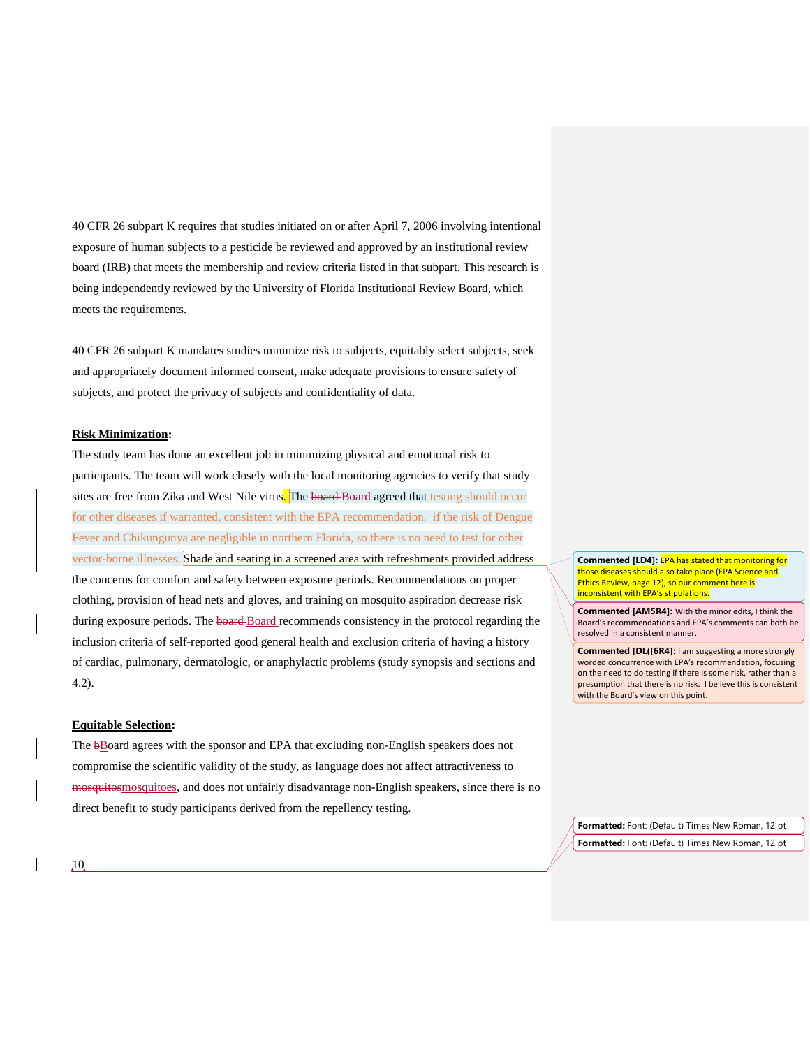40 CFR 26 subpart K requires that studies initiated on or after April 7, 2006 involving intentional exposure of human subjects to a pesticide be reviewed and approved by an institutional review board (IRB) that meets the membership and review criteria listed in that subpart. This research is being independently reviewed by the University of Florida Institutional Review Board, which meets the requirements.

40 CFR 26 subpart K mandates studies minimize risk to subjects, equitably select subjects, seek and appropriately document informed consent, make adequate provisions to ensure safety of subjects, and protect the privacy of subjects and confidentiality of data.

**Risk Minimization:**

The study team has done an excellent job in minimizing physical and emotional risk to participants. The team will work closely with the local monitoring agencies to verify that study sites are free from Zika and West Nile virus. The ~~board~~ Board agreed that testing should occur for other diseases if warranted, consistent with the EPA recommendation. ~~if the risk of Dengue Fever and Chikungunya are negligible in northern Florida, so there is no need to test for other vector-borne illnesses.~~ Shade and seating in a screened area with refreshments provided address the concerns for comfort and safety between exposure periods. Recommendations on proper clothing, provision of head nets and gloves, and training on mosquito aspiration decrease risk during exposure periods. The ~~board~~ Board recommends consistency in the protocol regarding the inclusion criteria of self-reported good general health and exclusion criteria of having a history of cardiac, pulmonary, dermatologic, or anaphylactic problems (study synopsis and sections and 4.2).

**Equitable Selection:**

The ~~b~~Board agrees with the sponsor and EPA that excluding non-English speakers does not compromise the scientific validity of the study, as language does not affect attractiveness to ~~mosquitos~~mosquitoes, and does not unfairly disadvantage non-English speakers, since there is no direct benefit to study participants derived from the repellency testing.

**Commented [LD4]:** EPA has stated that monitoring for those diseases should also take place (EPA Science and Ethics Review, page 12), so our comment here is inconsistent with EPA's stipulations.

**Commented [AM5R4]:** With the minor edits, I think the Board's recommendations and EPA's comments can both be resolved in a consistent manner.

**Commented [DL([6R4]:** I am suggesting a more strongly worded concurrence with EPA's recommendation, focusing on the need to do testing if there is some risk, rather than a presumption that there is no risk. I believe this is consistent with the Board's view on this point.

**Formatted:** Font: (Default) Times New Roman, 12 pt

**Formatted:** Font: (Default) Times New Roman, 12 pt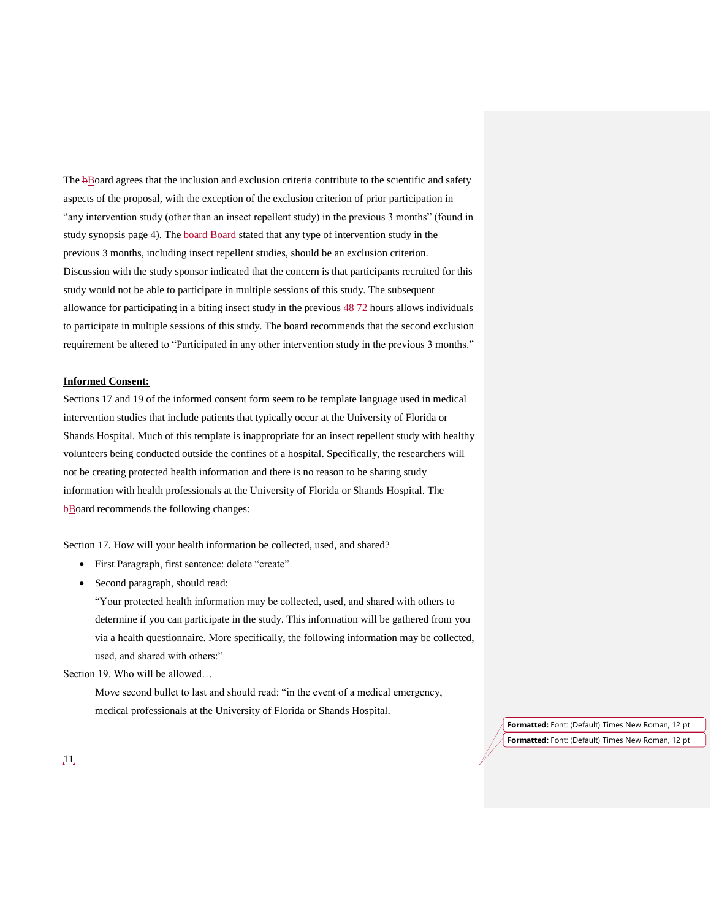The Board agrees that the inclusion and exclusion criteria contribute to the scientific and safety aspects of the proposal, with the exception of the exclusion criterion of prior participation in "any intervention study (other than an insect repellent study) in the previous 3 months" (found in study synopsis page 4). The Board stated that any type of intervention study in the previous 3 months, including insect repellent studies, should be an exclusion criterion. Discussion with the study sponsor indicated that the concern is that participants recruited for this study would not be able to participate in multiple sessions of this study. The subsequent allowance for participating in a biting insect study in the previous 72 hours allows individuals to participate in multiple sessions of this study. The board recommends that the second exclusion requirement be altered to "Participated in any other intervention study in the previous 3 months."

**Informed Consent:**

Sections 17 and 19 of the informed consent form seem to be template language used in medical intervention studies that include patients that typically occur at the University of Florida or Shands Hospital. Much of this template is inappropriate for an insect repellent study with healthy volunteers being conducted outside the confines of a hospital. Specifically, the researchers will not be creating protected health information and there is no reason to be sharing study information with health professionals at the University of Florida or Shands Hospital. The Board recommends the following changes:

Section 17. How will your health information be collected, used, and shared?

- First Paragraph, first sentence: delete "create"
- Second paragraph, should read:

  "Your protected health information may be collected, used, and shared with others to determine if you can participate in the study. This information will be gathered from you via a health questionnaire. More specifically, the following information may be collected, used, and shared with others:"

Section 19. Who will be allowed…

Move second bullet to last and should read: "in the event of a medical emergency, medical professionals at the University of Florida or Shands Hospital.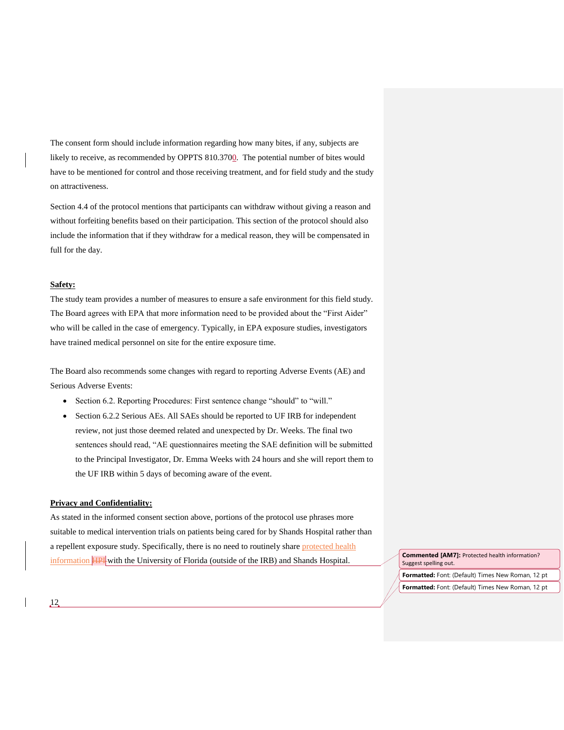The consent form should include information regarding how many bites, if any, subjects are likely to receive, as recommended by OPPTS 810.3700. The potential number of bites would have to be mentioned for control and those receiving treatment, and for field study and the study on attractiveness.

Section 4.4 of the protocol mentions that participants can withdraw without giving a reason and without forfeiting benefits based on their participation. This section of the protocol should also include the information that if they withdraw for a medical reason, they will be compensated in full for the day.

**Safety:**

The study team provides a number of measures to ensure a safe environment for this field study. The Board agrees with EPA that more information need to be provided about the "First Aider" who will be called in the case of emergency. Typically, in EPA exposure studies, investigators have trained medical personnel on site for the entire exposure time.

The Board also recommends some changes with regard to reporting Adverse Events (AE) and Serious Adverse Events:

- Section 6.2. Reporting Procedures: First sentence change "should" to "will."
- Section 6.2.2 Serious AEs. All SAEs should be reported to UF IRB for independent review, not just those deemed related and unexpected by Dr. Weeks. The final two sentences should read, "AE questionnaires meeting the SAE definition will be submitted to the Principal Investigator, Dr. Emma Weeks with 24 hours and she will report them to the UF IRB within 5 days of becoming aware of the event.

**Privacy and Confidentiality:**

As stated in the informed consent section above, portions of the protocol use phrases more suitable to medical intervention trials on patients being cared for by Shands Hospital rather than a repellent exposure study. Specifically, there is no need to routinely share protected health information with the University of Florida (outside of the IRB) and Shands Hospital.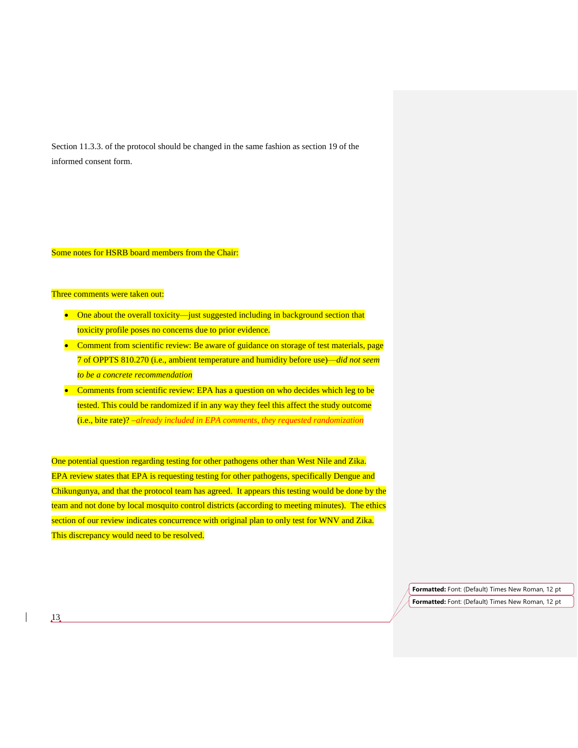Section 11.3.3. of the protocol should be changed in the same fashion as section 19 of the informed consent form.

Some notes for HSRB board members from the Chair:

Three comments were taken out:

- One about the overall toxicity—just suggested including in background section that toxicity profile poses no concerns due to prior evidence.
- Comment from scientific review: Be aware of guidance on storage of test materials, page 7 of OPPTS 810.270 (i.e., ambient temperature and humidity before use)—*did not seem to be a concrete recommendation*
- Comments from scientific review: EPA has a question on who decides which leg to be tested. This could be randomized if in any way they feel this affect the study outcome (i.e., bite rate)? –*already included in EPA comments, they requested randomization*

One potential question regarding testing for other pathogens other than West Nile and Zika. EPA review states that EPA is requesting testing for other pathogens, specifically Dengue and Chikungunya, and that the protocol team has agreed. It appears this testing would be done by the team and not done by local mosquito control districts (according to meeting minutes). The ethics section of our review indicates concurrence with original plan to only test for WNV and Zika. This discrepancy would need to be resolved.